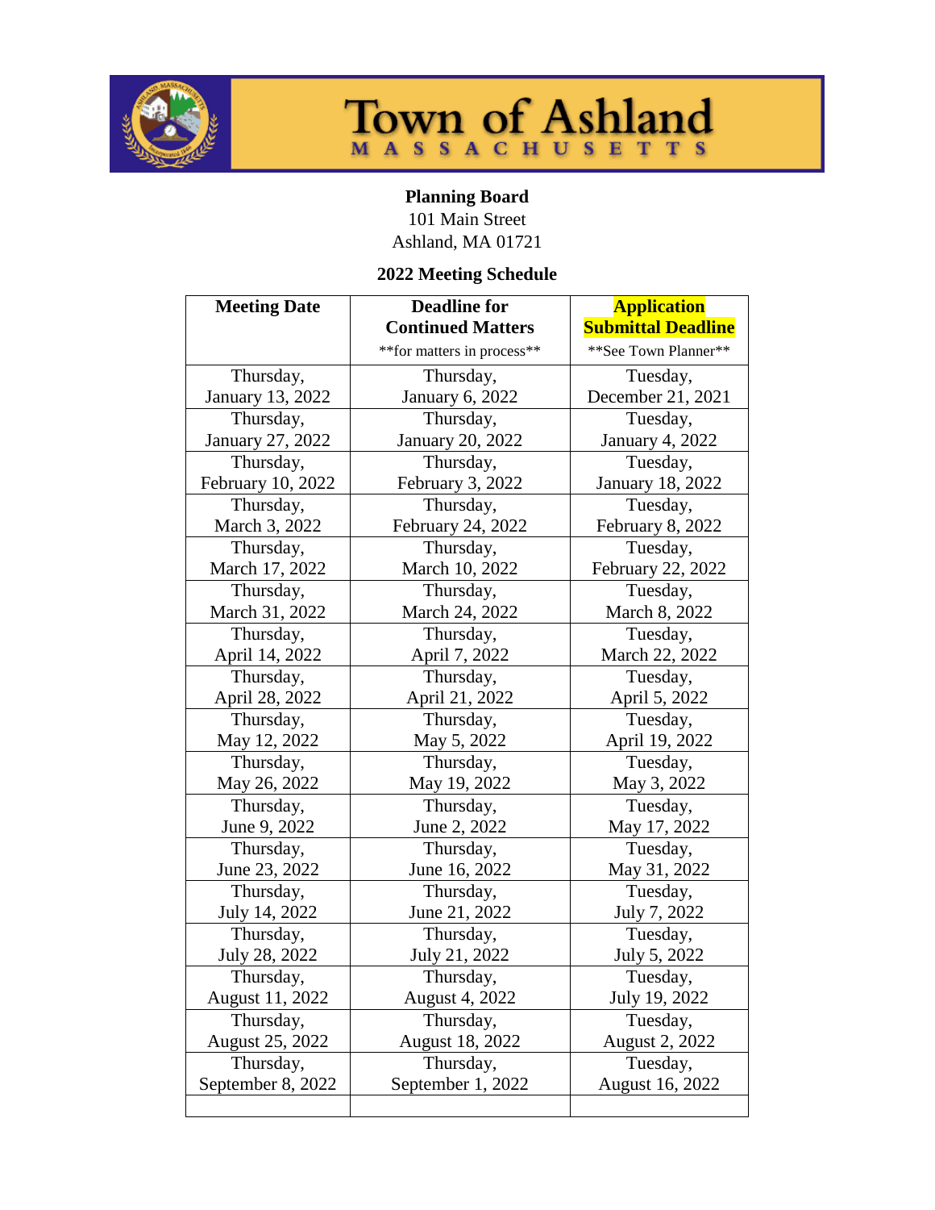# Town of Ashland

MASSACHUSETTS

**Planning Board**
101 Main Street
Ashland, MA 01721

**2022 Meeting Schedule**

| **Meeting Date** | **Deadline for Continued Matters** **for matters in process** | **Application Submittal Deadline** **See Town Planner** |
|---|---|---|
| Thursday, January 13, 2022 | Thursday, January 6, 2022 | Tuesday, December 21, 2021 |
| Thursday, January 27, 2022 | Thursday, January 20, 2022 | Tuesday, January 4, 2022 |
| Thursday, February 10, 2022 | Thursday, February 3, 2022 | Tuesday, January 18, 2022 |
| Thursday, March 3, 2022 | Thursday, February 24, 2022 | Tuesday, February 8, 2022 |
| Thursday, March 17, 2022 | Thursday, March 10, 2022 | Tuesday, February 22, 2022 |
| Thursday, March 31, 2022 | Thursday, March 24, 2022 | Tuesday, March 8, 2022 |
| Thursday, April 14, 2022 | Thursday, April 7, 2022 | Tuesday, March 22, 2022 |
| Thursday, April 28, 2022 | Thursday, April 21, 2022 | Tuesday, April 5, 2022 |
| Thursday, May 12, 2022 | Thursday, May 5, 2022 | Tuesday, April 19, 2022 |
| Thursday, May 26, 2022 | Thursday, May 19, 2022 | Tuesday, May 3, 2022 |
| Thursday, June 9, 2022 | Thursday, June 2, 2022 | Tuesday, May 17, 2022 |
| Thursday, June 23, 2022 | Thursday, June 16, 2022 | Tuesday, May 31, 2022 |
| Thursday, July 14, 2022 | Thursday, June 21, 2022 | Tuesday, July 7, 2022 |
| Thursday, July 28, 2022 | Thursday, July 21, 2022 | Tuesday, July 5, 2022 |
| Thursday, August 11, 2022 | Thursday, August 4, 2022 | Tuesday, July 19, 2022 |
| Thursday, August 25, 2022 | Thursday, August 18, 2022 | Tuesday, August 2, 2022 |
| Thursday, September 8, 2022 | Thursday, September 1, 2022 | Tuesday, August 16, 2022 |
| | | |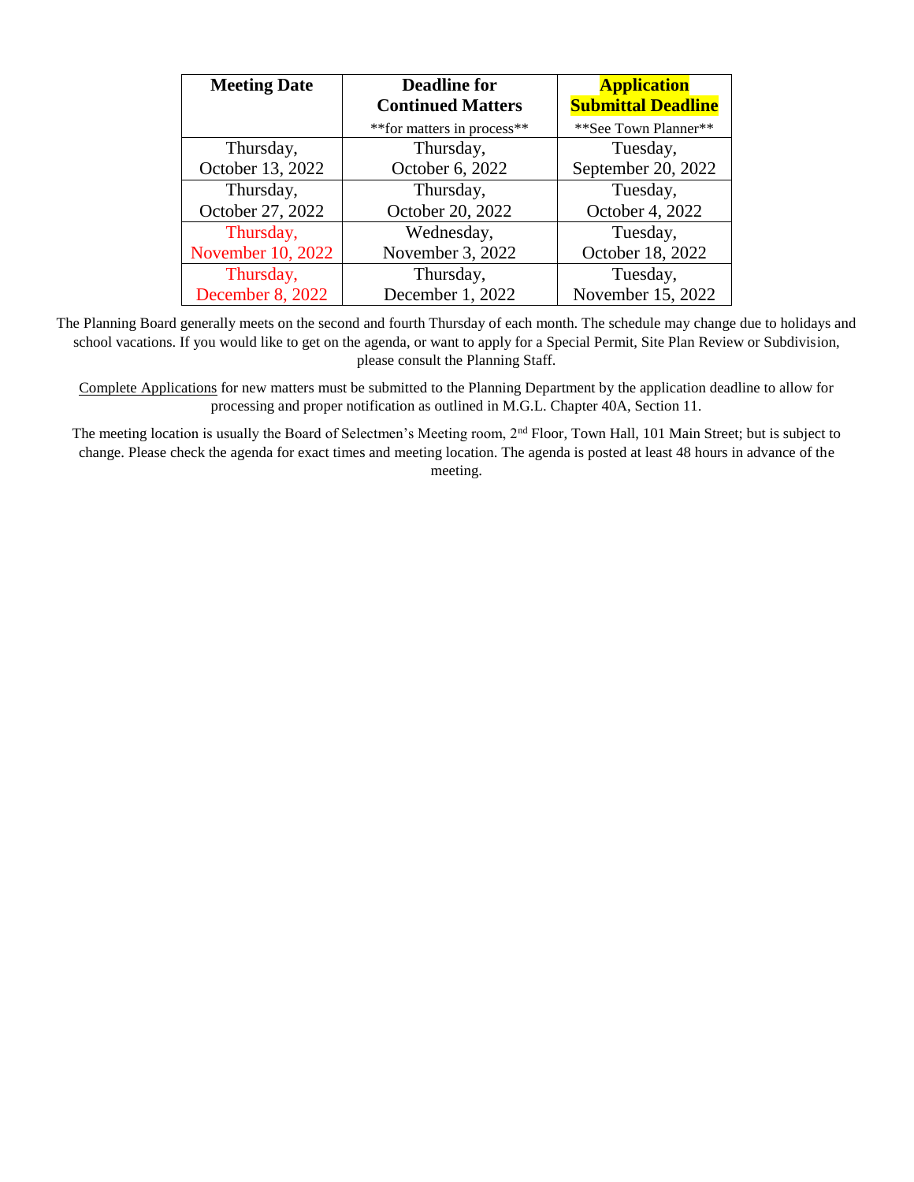| Meeting Date | Deadline for Continued Matters<br>**for matters in process** | Application Submittal Deadline<br>**See Town Planner** |
|---|---|---|
| Thursday, October 13, 2022 | Thursday, October 6, 2022 | Tuesday, September 20, 2022 |
| Thursday, October 27, 2022 | Thursday, October 20, 2022 | Tuesday, October 4, 2022 |
| Thursday, November 10, 2022 | Wednesday, November 3, 2022 | Tuesday, October 18, 2022 |
| Thursday, December 8, 2022 | Thursday, December 1, 2022 | Tuesday, November 15, 2022 |

The Planning Board generally meets on the second and fourth Thursday of each month. The schedule may change due to holidays and school vacations. If you would like to get on the agenda, or want to apply for a Special Permit, Site Plan Review or Subdivision, please consult the Planning Staff.

Complete Applications for new matters must be submitted to the Planning Department by the application deadline to allow for processing and proper notification as outlined in M.G.L. Chapter 40A, Section 11.

The meeting location is usually the Board of Selectmen's Meeting room, 2nd Floor, Town Hall, 101 Main Street; but is subject to change. Please check the agenda for exact times and meeting location. The agenda is posted at least 48 hours in advance of the meeting.